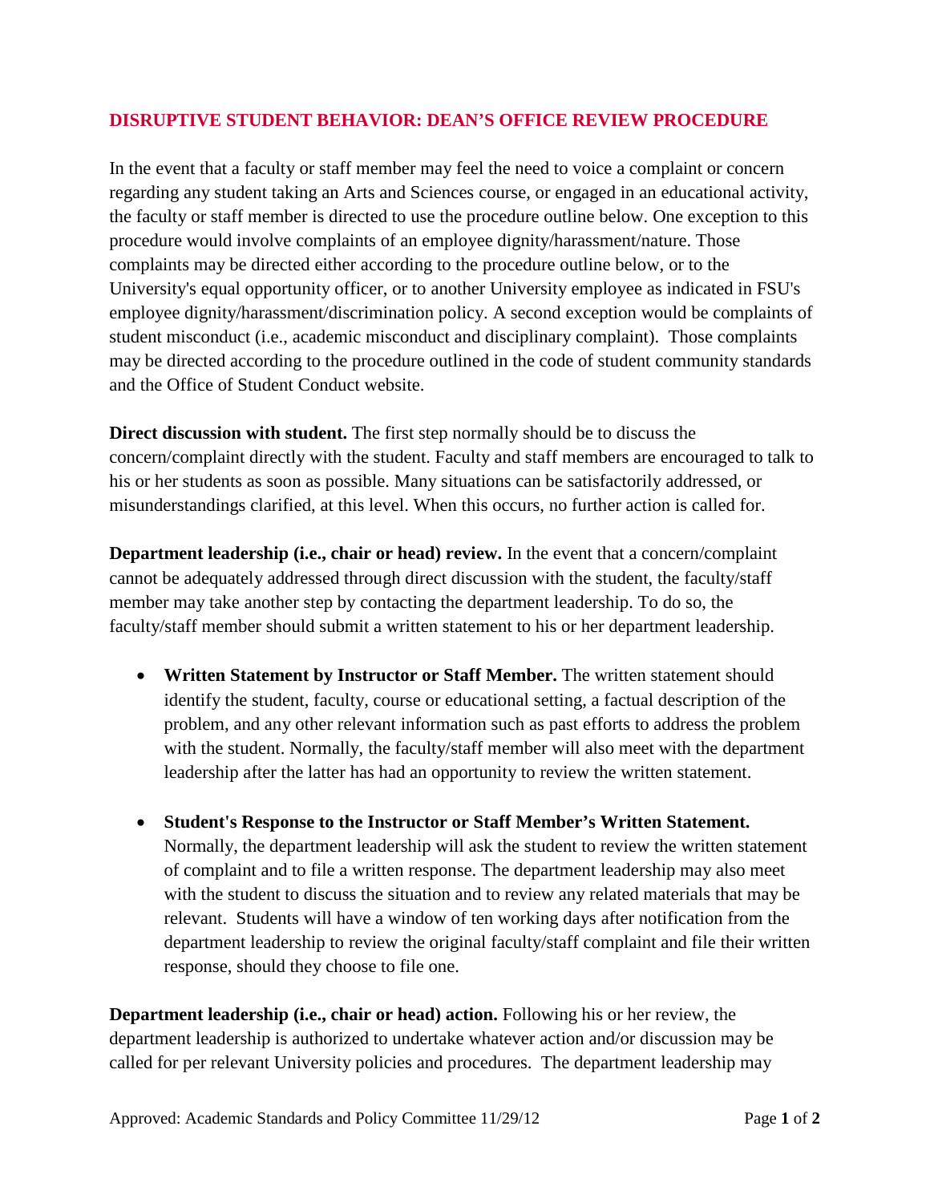## DISRUPTIVE STUDENT BEHAVIOR: DEAN'S OFFICE REVIEW PROCEDURE

In the event that a faculty or staff member may feel the need to voice a complaint or concern regarding any student taking an Arts and Sciences course, or engaged in an educational activity, the faculty or staff member is directed to use the procedure outline below. One exception to this procedure would involve complaints of an employee dignity/harassment/nature. Those complaints may be directed either according to the procedure outline below, or to the University's equal opportunity officer, or to another University employee as indicated in FSU's employee dignity/harassment/discrimination policy. A second exception would be complaints of student misconduct (i.e., academic misconduct and disciplinary complaint). Those complaints may be directed according to the procedure outlined in the code of student community standards and the Office of Student Conduct website.

**Direct discussion with student.** The first step normally should be to discuss the concern/complaint directly with the student. Faculty and staff members are encouraged to talk to his or her students as soon as possible. Many situations can be satisfactorily addressed, or misunderstandings clarified, at this level. When this occurs, no further action is called for.

**Department leadership (i.e., chair or head) review.** In the event that a concern/complaint cannot be adequately addressed through direct discussion with the student, the faculty/staff member may take another step by contacting the department leadership. To do so, the faculty/staff member should submit a written statement to his or her department leadership.

- **Written Statement by Instructor or Staff Member.** The written statement should identify the student, faculty, course or educational setting, a factual description of the problem, and any other relevant information such as past efforts to address the problem with the student. Normally, the faculty/staff member will also meet with the department leadership after the latter has had an opportunity to review the written statement.

- **Student's Response to the Instructor or Staff Member's Written Statement.** Normally, the department leadership will ask the student to review the written statement of complaint and to file a written response. The department leadership may also meet with the student to discuss the situation and to review any related materials that may be relevant. Students will have a window of ten working days after notification from the department leadership to review the original faculty/staff complaint and file their written response, should they choose to file one.

**Department leadership (i.e., chair or head) action.** Following his or her review, the department leadership is authorized to undertake whatever action and/or discussion may be called for per relevant University policies and procedures. The department leadership may

Approved: Academic Standards and Policy Committee 11/29/12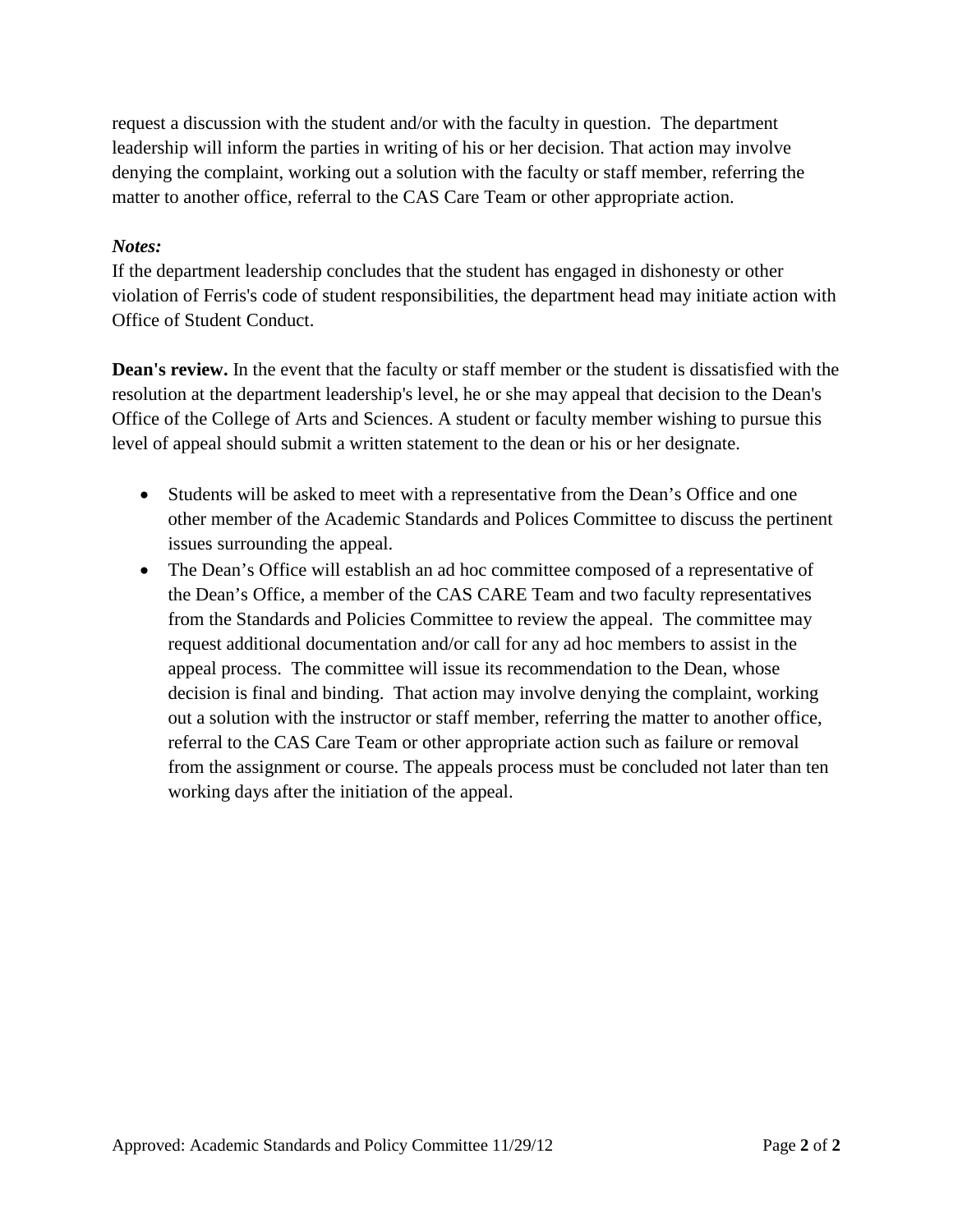request a discussion with the student and/or with the faculty in question. The department leadership will inform the parties in writing of his or her decision. That action may involve denying the complaint, working out a solution with the faculty or staff member, referring the matter to another office, referral to the CAS Care Team or other appropriate action.

***Notes:***

If the department leadership concludes that the student has engaged in dishonesty or other violation of Ferris's code of student responsibilities, the department head may initiate action with Office of Student Conduct.

**Dean's review.** In the event that the faculty or staff member or the student is dissatisfied with the resolution at the department leadership's level, he or she may appeal that decision to the Dean's Office of the College of Arts and Sciences. A student or faculty member wishing to pursue this level of appeal should submit a written statement to the dean or his or her designate.

- Students will be asked to meet with a representative from the Dean's Office and one other member of the Academic Standards and Polices Committee to discuss the pertinent issues surrounding the appeal.
- The Dean's Office will establish an ad hoc committee composed of a representative of the Dean's Office, a member of the CAS CARE Team and two faculty representatives from the Standards and Policies Committee to review the appeal. The committee may request additional documentation and/or call for any ad hoc members to assist in the appeal process. The committee will issue its recommendation to the Dean, whose decision is final and binding. That action may involve denying the complaint, working out a solution with the instructor or staff member, referring the matter to another office, referral to the CAS Care Team or other appropriate action such as failure or removal from the assignment or course. The appeals process must be concluded not later than ten working days after the initiation of the appeal.

Approved: Academic Standards and Policy Committee 11/29/12